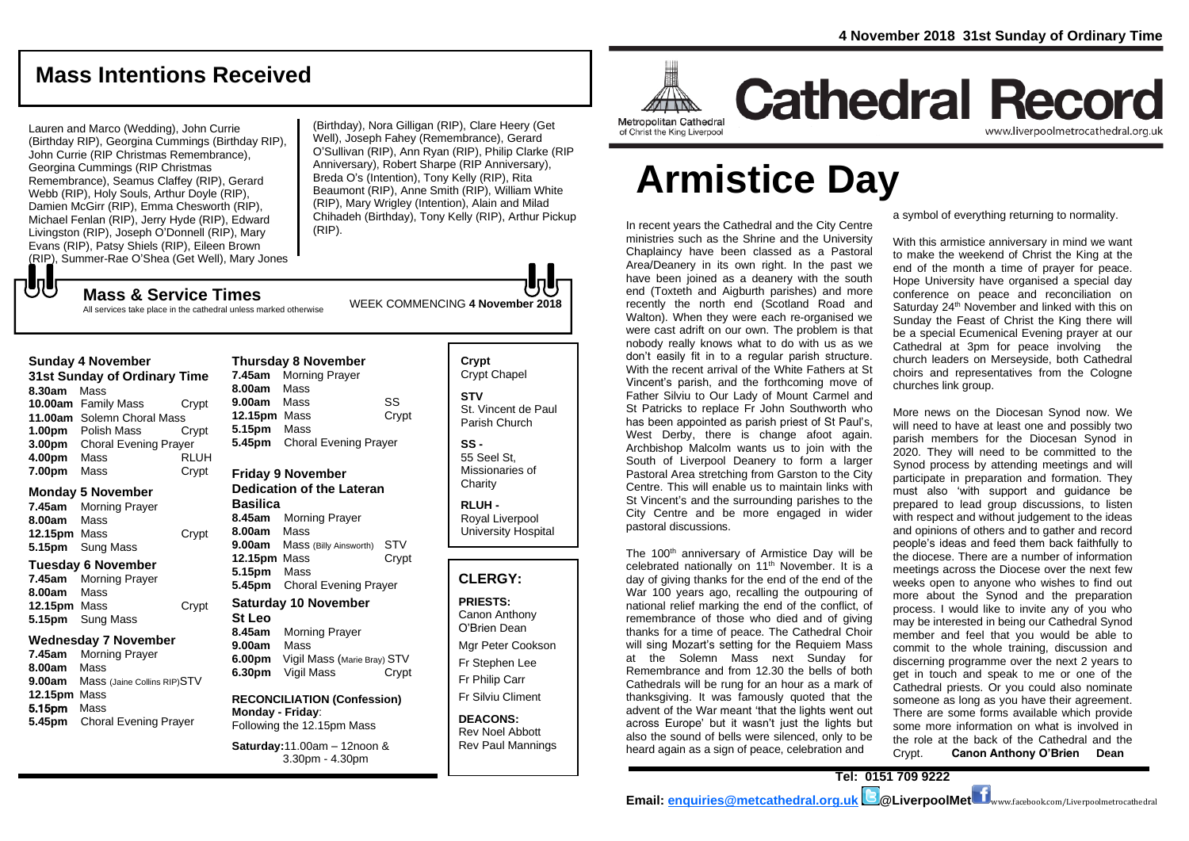# Cathedral Record

4 November 2018 31st Sunday of Ordinary Time

Metropolitan Cathedral of Christ the King Liverpool

www.liverpoolmetrocathedral.org.uk

## Mass Intentions Received

Lauren and Marco (Wedding), John Currie (Birthday RIP), Georgina Cummings (Birthday RIP), John Currie (RIP Christmas Remembrance), Georgina Cummings (RIP Christmas Remembrance), Seamus Claffey (RIP), Gerard Webb (RIP), Holy Souls, Arthur Doyle (RIP), Damien McGirr (RIP), Emma Chesworth (RIP), Michael Fenlan (RIP), Jerry Hyde (RIP), Edward Livingston (RIP), Joseph O'Donnell (RIP), Mary Evans (RIP), Patsy Shiels (RIP), Eileen Brown (RIP), Summer-Rae O'Shea (Get Well), Mary Jones (Birthday), Nora Gilligan (RIP), Clare Heery (Get Well), Joseph Fahey (Remembrance), Gerard O'Sullivan (RIP), Ann Ryan (RIP), Philip Clarke (RIP Anniversary), Robert Sharpe (RIP Anniversary), Breda O's (Intention), Tony Kelly (RIP), Rita Beaumont (RIP), Anne Smith (RIP), William White (RIP), Mary Wrigley (Intention), Alain and Milad Chihadeh (Birthday), Tony Kelly (RIP), Arthur Pickup (RIP).

## Mass & Service Times

All services take place in the cathedral unless marked otherwise

WEEK COMMENCING **4 November 2018**

### Sunday 4 November
**31st Sunday of Ordinary Time**

- **8.30am** Mass
- **10.00am** Family Mass — Crypt
- **11.00am** Solemn Choral Mass
- **1.00pm** Polish Mass — Crypt
- **3.00pm** Choral Evening Prayer
- **4.00pm** Mass — RLUH
- **7.00pm** Mass — Crypt

### Monday 5 November

- **7.45am** Morning Prayer
- **8.00am** Mass
- **12.15pm** Mass — Crypt
- **5.15pm** Sung Mass

### Tuesday 6 November

- **7.45am** Morning Prayer
- **8.00am** Mass
- **12.15pm** Mass — Crypt
- **5.15pm** Sung Mass

### Wednesday 7 November

- **7.45am** Morning Prayer
- **8.00am** Mass
- **9.00am** Mass (Jaine Collins RIP) — STV
- **12.15pm** Mass
- **5.15pm** Mass
- **5.45pm** Choral Evening Prayer

### Thursday 8 November

- **7.45am** Morning Prayer
- **8.00am** Mass
- **9.00am** Mass — SS
- **12.15pm** Mass — Crypt
- **5.15pm** Mass
- **5.45pm** Choral Evening Prayer

### Friday 9 November
**Dedication of the Lateran Basilica**

- **8.45am** Morning Prayer
- **8.00am** Mass
- **9.00am** Mass (Billy Ainsworth) — STV
- **12.15pm** Mass — Crypt
- **5.15pm** Mass
- **5.45pm** Choral Evening Prayer

### Saturday 10 November
**St Leo**

- **8.45am** Morning Prayer
- **9.00am** Mass
- **6.00pm** Vigil Mass (Marie Bray) — STV
- **6.30pm** Vigil Mass — Crypt

**RECONCILIATION (Confession)**
**Monday - Friday**:
Following the 12.15pm Mass

**Saturday:** 11.00am – 12noon & 3.30pm - 4.30pm

**Crypt**
Crypt Chapel

**STV**
St. Vincent de Paul Parish Church

**SS -**
55 Seel St, Missionaries of Charity

**RLUH -**
Royal Liverpool University Hospital

## CLERGY:

**PRIESTS:**
Canon Anthony O'Brien Dean
Mgr Peter Cookson
Fr Stephen Lee
Fr Philip Carr
Fr Silviu Climent

**DEACONS:**
Rev Noel Abbott
Rev Paul Mannings

# Armistice Day

In recent years the Cathedral and the City Centre ministries such as the Shrine and the University Chaplaincy have been classed as a Pastoral Area/Deanery in its own right. In the past we have been joined as a deanery with the south end (Toxteth and Aigburth parishes) and more recently the north end (Scotland Road and Walton). When they were each re-organised we were cast adrift on our own. The problem is that nobody really knows what to do with us as we don't easily fit in to a regular parish structure. With the recent arrival of the White Fathers at St Vincent's parish, and the forthcoming move of Father Silviu to Our Lady of Mount Carmel and St Patricks to replace Fr John Southworth who has been appointed as parish priest of St Paul's, West Derby, there is change afoot again. Archbishop Malcolm wants us to join with the South of Liverpool Deanery to form a larger Pastoral Area stretching from Garston to the City Centre. This will enable us to maintain links with St Vincent's and the surrounding parishes to the City Centre and be more engaged in wider pastoral discussions.

The 100th anniversary of Armistice Day will be celebrated nationally on 11th November. It is a day of giving thanks for the end of the end of the War 100 years ago, recalling the outpouring of national relief marking the end of the conflict, of remembrance of those who died and of giving thanks for a time of peace. The Cathedral Choir will sing Mozart's setting for the Requiem Mass at the Solemn Mass next Sunday for Remembrance and from 12.30 the bells of both Cathedrals will be rung for an hour as a mark of thanksgiving. It was famously quoted that the advent of the War meant 'that the lights went out across Europe' but it wasn't just the lights but also the sound of bells were silenced, only to be heard again as a sign of peace, celebration and a symbol of everything returning to normality.

With this armistice anniversary in mind we want to make the weekend of Christ the King at the end of the month a time of prayer for peace. Hope University have organised a special day conference on peace and reconciliation on Saturday 24th November and linked with this on Sunday the Feast of Christ the King there will be a special Ecumenical Evening prayer at our Cathedral at 3pm for peace involving the church leaders on Merseyside, both Cathedral choirs and representatives from the Cologne churches link group.

More news on the Diocesan Synod now. We will need to have at least one and possibly two parish members for the Diocesan Synod in 2020. They will need to be committed to the Synod process by attending meetings and will participate in preparation and formation. They must also 'with support and guidance be prepared to lead group discussions, to listen with respect and without judgement to the ideas and opinions of others and to gather and record people's ideas and feed them back faithfully to the diocese. There are a number of information meetings across the Diocese over the next few weeks open to anyone who wishes to find out more about the Synod and the preparation process. I would like to invite any of you who may be interested in being our Cathedral Synod member and feel that you would be able to commit to the whole training, discussion and discerning programme over the next 2 years to get in touch and speak to me or one of the Cathedral priests. Or you could also nominate someone as long as you have their agreement. There are some forms available which provide some more information on what is involved in the role at the back of the Cathedral and the Crypt. **Canon Anthony O'Brien Dean**

**Tel: 0151 709 9222**

**Email: enquiries@metcathedral.org.uk** **@LiverpoolMet** www.facebook.com/Liverpoolmetrocathedral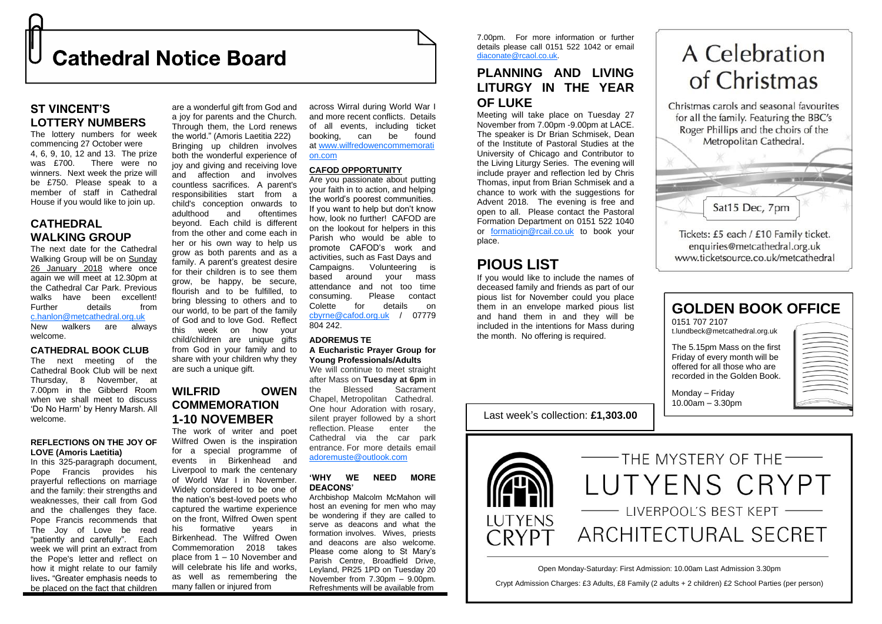# Cathedral Notice Board

## ST VINCENT'S LOTTERY NUMBERS

The lottery numbers for week commencing 27 October were 4, 6, 9, 10, 12 and 13. The prize was £700. There were no winners. Next week the prize will be £750. Please speak to a member of staff in Cathedral House if you would like to join up.

## CATHEDRAL WALKING GROUP

The next date for the Cathedral Walking Group will be on Sunday 26 January 2018 where once again we will meet at 12.30pm at the Cathedral Car Park. Previous walks have been excellent! Further details from c.hanlon@metcathedral.org.uk

New walkers are always welcome.

### CATHEDRAL BOOK CLUB

The next meeting of the Cathedral Book Club will be next Thursday, 8 November, at 7.00pm in the Gibberd Room when we shall meet to discuss 'Do No Harm' by Henry Marsh. All welcome.

#### REFLECTIONS ON THE JOY OF LOVE (Amoris Laetitia)

In this 325-paragraph document, Pope Francis provides his prayerful reflections on marriage and the family: their strengths and weaknesses, their call from God and the challenges they face. Pope Francis recommends that The Joy of Love be read "patiently and carefully". Each week we will print an extract from the Pope's letter and reflect on how it might relate to our family lives**.** "Greater emphasis needs to be placed on the fact that children are a wonderful gift from God and a joy for parents and the Church. Through them, the Lord renews the world." (Amoris Laetitia 222) Bringing up children involves both the wonderful experience of joy and giving and receiving love and affection and involves countless sacrifices. A parent's responsibilities start from a child's conception onwards to adulthood and oftentimes beyond. Each child is different from the other and come each in her or his own way to help us grow as both parents and as a family. A parent's greatest desire for their children is to see them grow, be happy, be secure, flourish and to be fulfilled, to bring blessing to others and to our world, to be part of the family of God and to love God. Reflect this week on how your child/children are unique gifts from God in your family and to share with your children why they are such a unique gift.

## WILFRID OWEN COMMEMORATION 1-10 NOVEMBER

The work of writer and poet Wilfred Owen is the inspiration for a special programme of events in Birkenhead and Liverpool to mark the centenary of World War I in November. Widely considered to be one of the nation's best-loved poets who captured the wartime experience on the front, Wilfred Owen spent his formative years in Birkenhead. The Wilfred Owen Commemoration 2018 takes place from 1 – 10 November and will celebrate his life and works, as well as remembering the many fallen or injured from across Wirral during World War I and more recent conflicts. Details of all events, including ticket booking, can be found at www.wilfredowencommemoration.com

### CAFOD OPPORTUNITY

Are you passionate about putting your faith in to action, and helping the world's poorest communities. If you want to help but don't know how, look no further! CAFOD are on the lookout for helpers in this Parish who would be able to promote CAFOD's work and activities, such as Fast Days and Campaigns. Volunteering is based around your mass attendance and not too time consuming. Please contact Colette for details on cbyrne@cafod.org.uk / 07779 804 242.

### ADOREMUS TE

**A Eucharistic Prayer Group for Young Professionals/Adults**

We will continue to meet straight after Mass on **Tuesday at 6pm** in the Blessed Sacrament Chapel, Metropolitan Cathedral. One hour Adoration with rosary, silent prayer followed by a short reflection. Please enter the Cathedral via the car park entrance. For more details email adoremuste@outlook.com

### 'WHY WE NEED MORE DEACONS'

Archbishop Malcolm McMahon will host an evening for men who may be wondering if they are called to serve as deacons and what the formation involves. Wives, priests and deacons are also welcome. Please come along to St Mary's Parish Centre, Broadfield Drive, Leyland, PR25 1PD on Tuesday 20 November from 7.30pm – 9.00pm. Refreshments will be available from 7.00pm. For more information or further details please call 0151 522 1042 or email diaconate@rcaol.co.uk.

## PLANNING AND LIVING LITURGY IN THE YEAR OF LUKE

Meeting will take place on Tuesday 27 November from 7.00pm -9.00pm at LACE. The speaker is Dr Brian Schmisek, Dean of the Institute of Pastoral Studies at the University of Chicago and Contributor to the Living Liturgy Series. The evening will include prayer and reflection led by Chris Thomas, input from Brian Schmisek and a chance to work with the suggestions for Advent 2018. The evening is free and open to all. Please contact the Pastoral Formation Department on 0151 522 1040 or formatiojn@rcail.co.uk to book your place.

# PIOUS LIST

If you would like to include the names of deceased family and friends as part of our pious list for November could you place them in an envelope marked pious list and hand them in and they will be included in the intentions for Mass during the month. No offering is required.

Last week's collection: **£1,303.00**

# A Celebration of Christmas

Christmas carols and seasonal favourites for all the family. Featuring the BBC's Roger Phillips and the choirs of the Metropolitan Cathedral.

Sat15 Dec, 7pm

Tickets: £5 each / £10 Family ticket.
enquiries@metcathedral.org.uk
www.ticketsource.co.uk/metcathedral

## GOLDEN BOOK OFFICE

0151 707 2107
t.lundbeck@metcathedral.org.uk

The 5.15pm Mass on the first Friday of every month will be offered for all those who are recorded in the Golden Book.

Monday – Friday
10.00am – 3.30pm

LUTYENS CRYPT

THE MYSTERY OF THE LUTYENS CRYPT — LIVERPOOL'S BEST KEPT — ARCHITECTURAL SECRET

Open Monday-Saturday: First Admission: 10.00am Last Admission 3.30pm

Crypt Admission Charges: £3 Adults, £8 Family (2 adults + 2 children) £2 School Parties (per person)